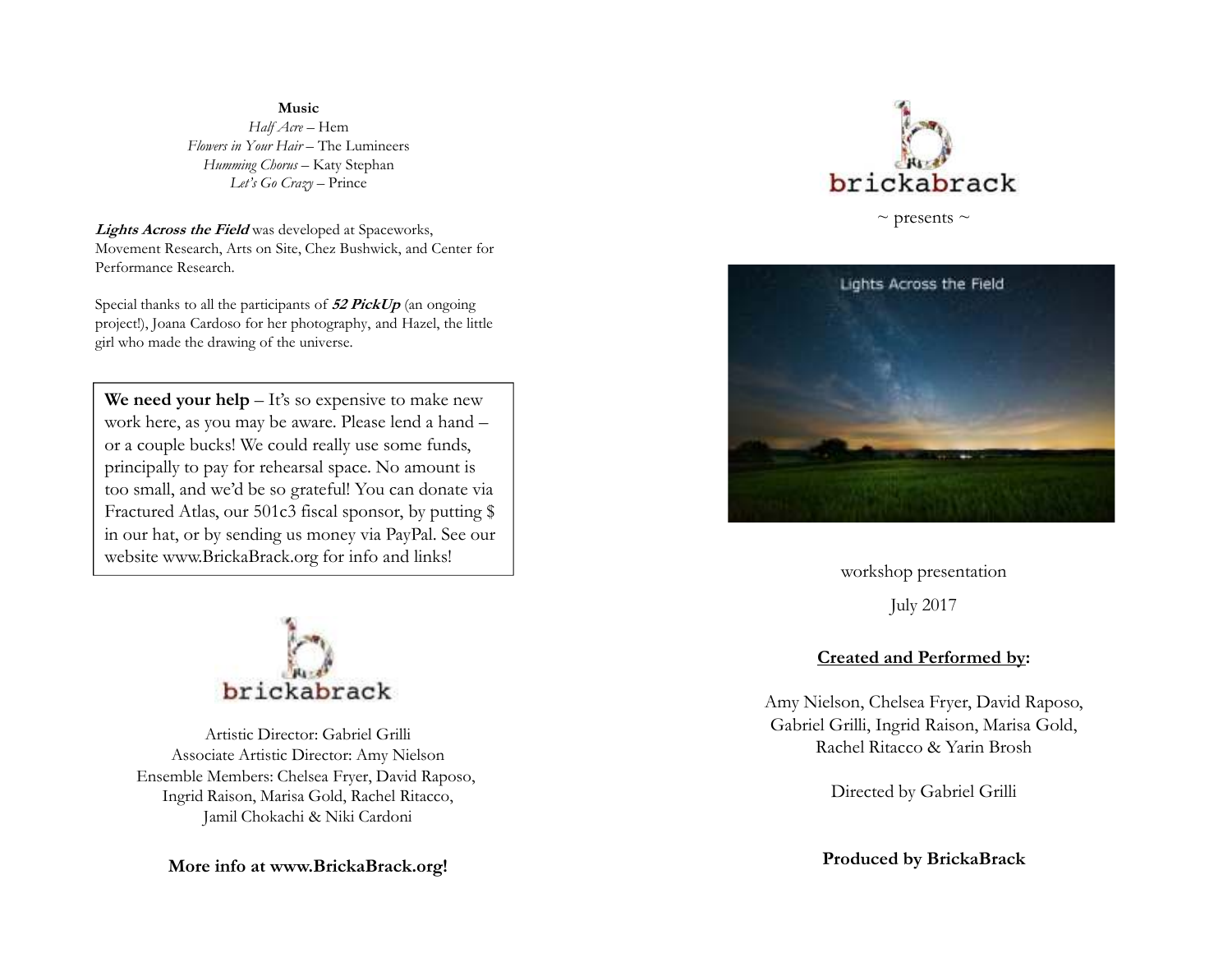**Music**

*Half Acre* – Hem
*Flowers in Your Hair* – The Lumineers
*Humming Chorus* – Katy Stephan
*Let's Go Crazy* – Prince

***Lights Across the Field*** was developed at Spaceworks, Movement Research, Arts on Site, Chez Bushwick, and Center for Performance Research.

Special thanks to all the participants of ***52 PickUp*** (an ongoing project!), Joana Cardoso for her photography, and Hazel, the little girl who made the drawing of the universe.

> **We need your help** – It's so expensive to make new work here, as you may be aware. Please lend a hand – or a couple bucks! We could really use some funds, principally to pay for rehearsal space. No amount is too small, and we'd be so grateful! You can donate via Fractured Atlas, our 501c3 fiscal sponsor, by putting $ in our hat, or by sending us money via PayPal. See our website www.BrickaBrack.org for info and links!

brickabrack

Artistic Director: Gabriel Grilli
Associate Artistic Director: Amy Nielson
Ensemble Members: Chelsea Fryer, David Raposo, Ingrid Raison, Marisa Gold, Rachel Ritacco, Jamil Chokachi & Niki Cardoni

**More info at www.BrickaBrack.org!**

brickabrack

~ presents ~

Lights Across the Field

workshop presentation

July 2017

**Created and Performed by:**

Amy Nielson, Chelsea Fryer, David Raposo, Gabriel Grilli, Ingrid Raison, Marisa Gold, Rachel Ritacco & Yarin Brosh

Directed by Gabriel Grilli

**Produced by BrickaBrack**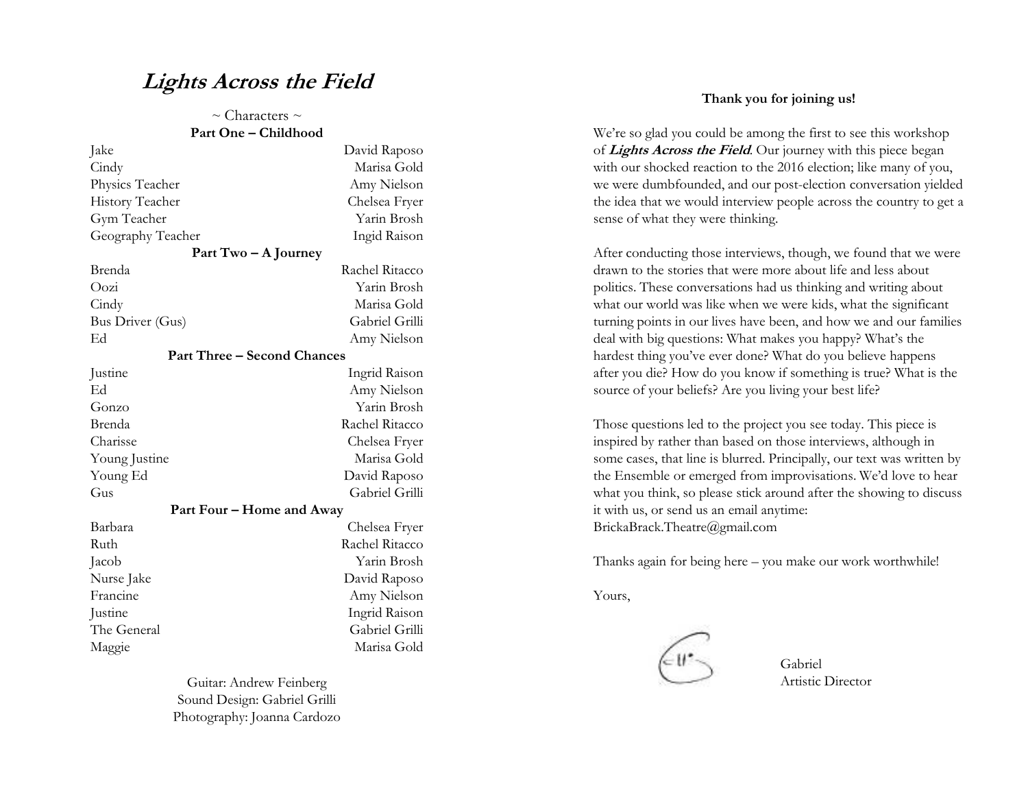# *Lights Across the Field*

~ Characters ~

**Part One – Childhood**

| | |
|---|---|
| Jake | David Raposo |
| Cindy | Marisa Gold |
| Physics Teacher | Amy Nielson |
| History Teacher | Chelsea Fryer |
| Gym Teacher | Yarin Brosh |
| Geography Teacher | Ingid Raison |

**Part Two – A Journey**

| | |
|---|---|
| Brenda | Rachel Ritacco |
| Oozi | Yarin Brosh |
| Cindy | Marisa Gold |
| Bus Driver (Gus) | Gabriel Grilli |
| Ed | Amy Nielson |

**Part Three – Second Chances**

| | |
|---|---|
| Justine | Ingrid Raison |
| Ed | Amy Nielson |
| Gonzo | Yarin Brosh |
| Brenda | Rachel Ritacco |
| Charisse | Chelsea Fryer |
| Young Justine | Marisa Gold |
| Young Ed | David Raposo |
| Gus | Gabriel Grilli |

**Part Four – Home and Away**

| | |
|---|---|
| Barbara | Chelsea Fryer |
| Ruth | Rachel Ritacco |
| Jacob | Yarin Brosh |
| Nurse Jake | David Raposo |
| Francine | Amy Nielson |
| Justine | Ingrid Raison |
| The General | Gabriel Grilli |
| Maggie | Marisa Gold |

Guitar: Andrew Feinberg
Sound Design: Gabriel Grilli
Photography: Joanna Cardozo

**Thank you for joining us!**

We're so glad you could be among the first to see this workshop of ***Lights Across the Field***. Our journey with this piece began with our shocked reaction to the 2016 election; like many of you, we were dumbfounded, and our post-election conversation yielded the idea that we would interview people across the country to get a sense of what they were thinking.

After conducting those interviews, though, we found that we were drawn to the stories that were more about life and less about politics. These conversations had us thinking and writing about what our world was like when we were kids, what the significant turning points in our lives have been, and how we and our families deal with big questions: What makes you happy? What's the hardest thing you've ever done? What do you believe happens after you die? How do you know if something is true? What is the source of your beliefs? Are you living your best life?

Those questions led to the project you see today. This piece is inspired by rather than based on those interviews, although in some cases, that line is blurred. Principally, our text was written by the Ensemble or emerged from improvisations. We'd love to hear what you think, so please stick around after the showing to discuss it with us, or send us an email anytime: BrickaBrack.Theatre@gmail.com

Thanks again for being here – you make our work worthwhile!

Yours,

Gabriel
Artistic Director